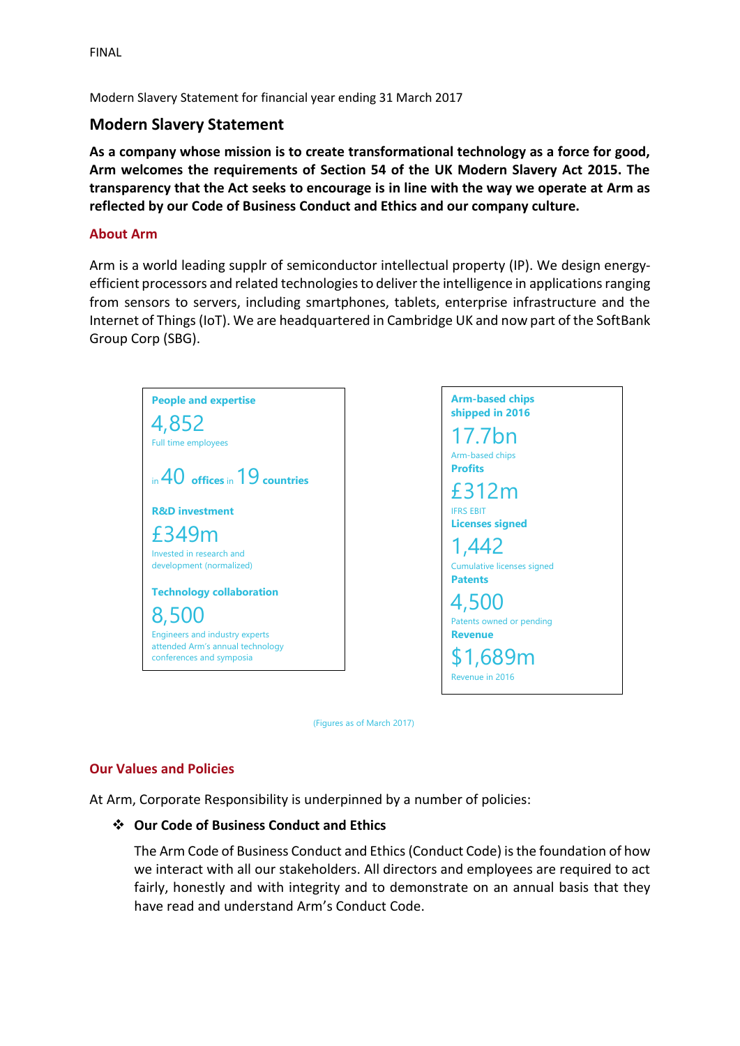FINAL

Modern Slavery Statement for financial year ending 31 March 2017

## Modern Slavery Statement

**As a company whose mission is to create transformational technology as a force for good, Arm welcomes the requirements of Section 54 of the UK Modern Slavery Act 2015. The transparency that the Act seeks to encourage is in line with the way we operate at Arm as reflected by our Code of Business Conduct and Ethics and our company culture.**

### About Arm

Arm is a world leading supplr of semiconductor intellectual property (IP). We design energy-efficient processors and related technologies to deliver the intelligence in applications ranging from sensors to servers, including smartphones, tablets, enterprise infrastructure and the Internet of Things (IoT). We are headquartered in Cambridge UK and now part of the SoftBank Group Corp (SBG).

**People and expertise**

4,852
Full time employees

in 40 **offices** in 19 **countries**

**R&D investment**

£349m
Invested in research and development (normalized)

**Technology collaboration**

8,500
Engineers and industry experts attended Arm's annual technology conferences and symposia

**Arm-based chips shipped in 2016**

17.7bn
Arm-based chips

**Profits**

£312m
IFRS EBIT

**Licenses signed**

1,442
Cumulative licenses signed

**Patents**

4,500
Patents owned or pending

**Revenue**

$1,689m
Revenue in 2016

(Figures as of March 2017)

### Our Values and Policies

At Arm, Corporate Responsibility is underpinned by a number of policies:

- **Our Code of Business Conduct and Ethics**

  The Arm Code of Business Conduct and Ethics (Conduct Code) is the foundation of how we interact with all our stakeholders. All directors and employees are required to act fairly, honestly and with integrity and to demonstrate on an annual basis that they have read and understand Arm's Conduct Code.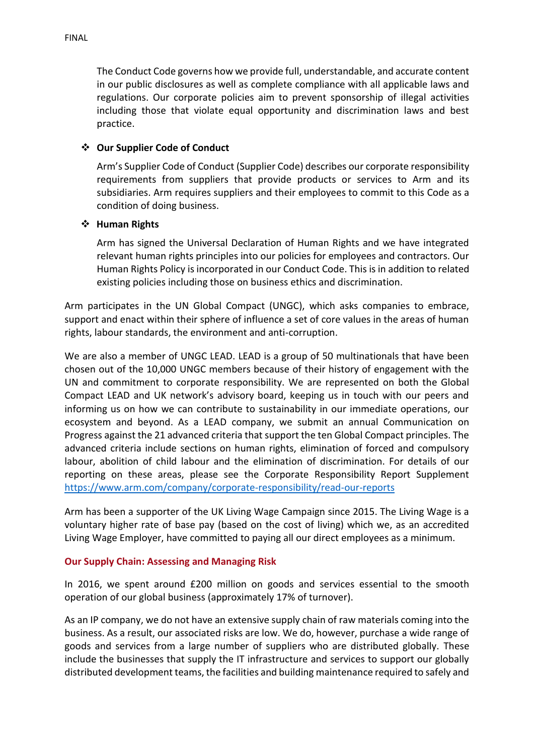The Conduct Code governs how we provide full, understandable, and accurate content in our public disclosures as well as complete compliance with all applicable laws and regulations. Our corporate policies aim to prevent sponsorship of illegal activities including those that violate equal opportunity and discrimination laws and best practice.

- **Our Supplier Code of Conduct**

  Arm's Supplier Code of Conduct (Supplier Code) describes our corporate responsibility requirements from suppliers that provide products or services to Arm and its subsidiaries. Arm requires suppliers and their employees to commit to this Code as a condition of doing business.

- **Human Rights**

  Arm has signed the Universal Declaration of Human Rights and we have integrated relevant human rights principles into our policies for employees and contractors. Our Human Rights Policy is incorporated in our Conduct Code. This is in addition to related existing policies including those on business ethics and discrimination.

Arm participates in the UN Global Compact (UNGC), which asks companies to embrace, support and enact within their sphere of influence a set of core values in the areas of human rights, labour standards, the environment and anti-corruption.

We are also a member of UNGC LEAD. LEAD is a group of 50 multinationals that have been chosen out of the 10,000 UNGC members because of their history of engagement with the UN and commitment to corporate responsibility. We are represented on both the Global Compact LEAD and UK network's advisory board, keeping us in touch with our peers and informing us on how we can contribute to sustainability in our immediate operations, our ecosystem and beyond. As a LEAD company, we submit an annual Communication on Progress against the 21 advanced criteria that support the ten Global Compact principles. The advanced criteria include sections on human rights, elimination of forced and compulsory labour, abolition of child labour and the elimination of discrimination. For details of our reporting on these areas, please see the Corporate Responsibility Report Supplement https://www.arm.com/company/corporate-responsibility/read-our-reports

Arm has been a supporter of the UK Living Wage Campaign since 2015. The Living Wage is a voluntary higher rate of base pay (based on the cost of living) which we, as an accredited Living Wage Employer, have committed to paying all our direct employees as a minimum.

## Our Supply Chain: Assessing and Managing Risk

In 2016, we spent around £200 million on goods and services essential to the smooth operation of our global business (approximately 17% of turnover).

As an IP company, we do not have an extensive supply chain of raw materials coming into the business. As a result, our associated risks are low. We do, however, purchase a wide range of goods and services from a large number of suppliers who are distributed globally. These include the businesses that supply the IT infrastructure and services to support our globally distributed development teams, the facilities and building maintenance required to safely and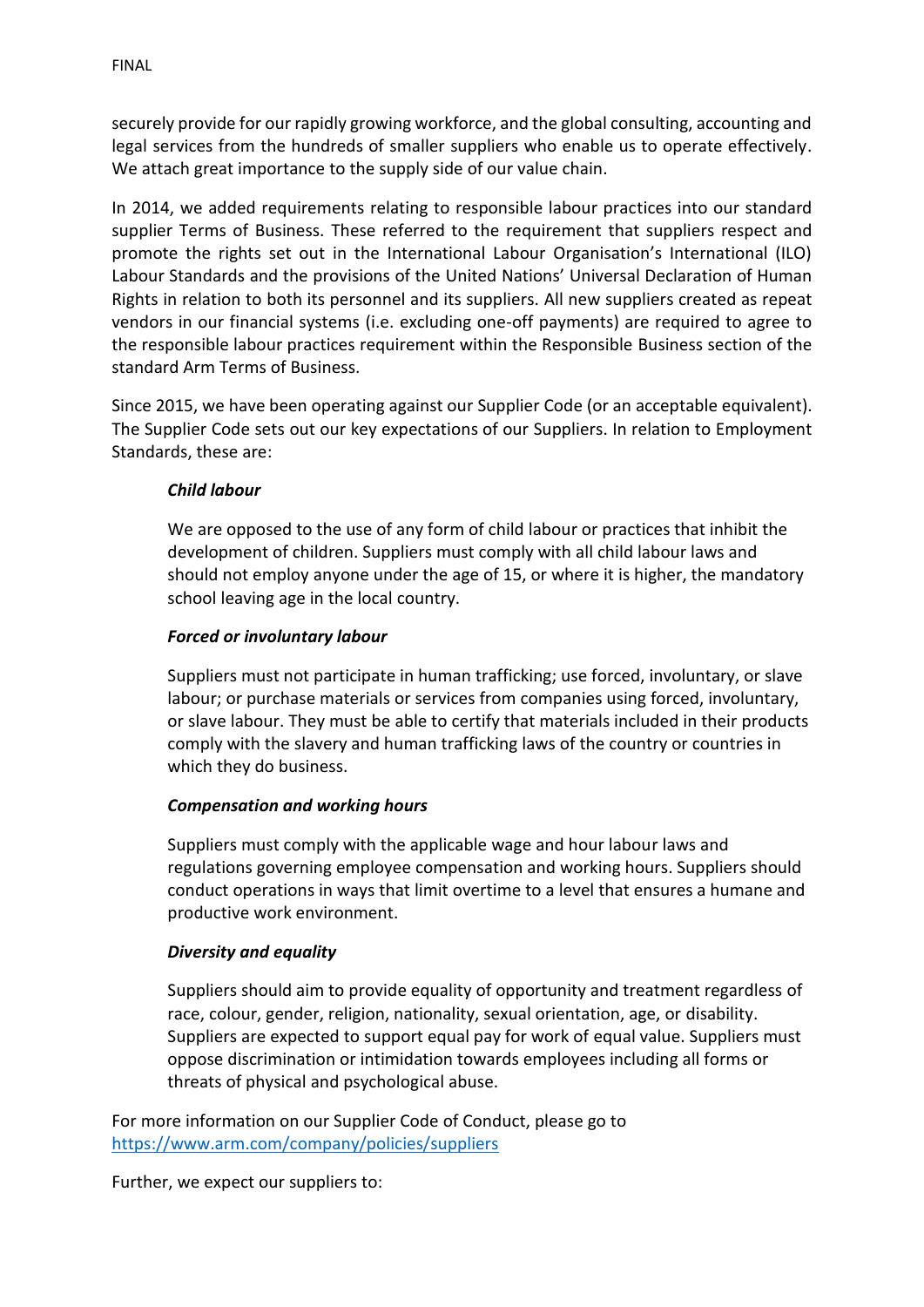securely provide for our rapidly growing workforce, and the global consulting, accounting and legal services from the hundreds of smaller suppliers who enable us to operate effectively. We attach great importance to the supply side of our value chain.

In 2014, we added requirements relating to responsible labour practices into our standard supplier Terms of Business. These referred to the requirement that suppliers respect and promote the rights set out in the International Labour Organisation's International (ILO) Labour Standards and the provisions of the United Nations' Universal Declaration of Human Rights in relation to both its personnel and its suppliers. All new suppliers created as repeat vendors in our financial systems (i.e. excluding one-off payments) are required to agree to the responsible labour practices requirement within the Responsible Business section of the standard Arm Terms of Business.

Since 2015, we have been operating against our Supplier Code (or an acceptable equivalent). The Supplier Code sets out our key expectations of our Suppliers. In relation to Employment Standards, these are:

> ***Child labour***
>
> We are opposed to the use of any form of child labour or practices that inhibit the development of children. Suppliers must comply with all child labour laws and should not employ anyone under the age of 15, or where it is higher, the mandatory school leaving age in the local country.
>
> ***Forced or involuntary labour***
>
> Suppliers must not participate in human trafficking; use forced, involuntary, or slave labour; or purchase materials or services from companies using forced, involuntary, or slave labour. They must be able to certify that materials included in their products comply with the slavery and human trafficking laws of the country or countries in which they do business.
>
> ***Compensation and working hours***
>
> Suppliers must comply with the applicable wage and hour labour laws and regulations governing employee compensation and working hours. Suppliers should conduct operations in ways that limit overtime to a level that ensures a humane and productive work environment.
>
> ***Diversity and equality***
>
> Suppliers should aim to provide equality of opportunity and treatment regardless of race, colour, gender, religion, nationality, sexual orientation, age, or disability. Suppliers are expected to support equal pay for work of equal value. Suppliers must oppose discrimination or intimidation towards employees including all forms or threats of physical and psychological abuse.

For more information on our Supplier Code of Conduct, please go to [https://www.arm.com/company/policies/suppliers](https://www.arm.com/company/policies/suppliers)

Further, we expect our suppliers to: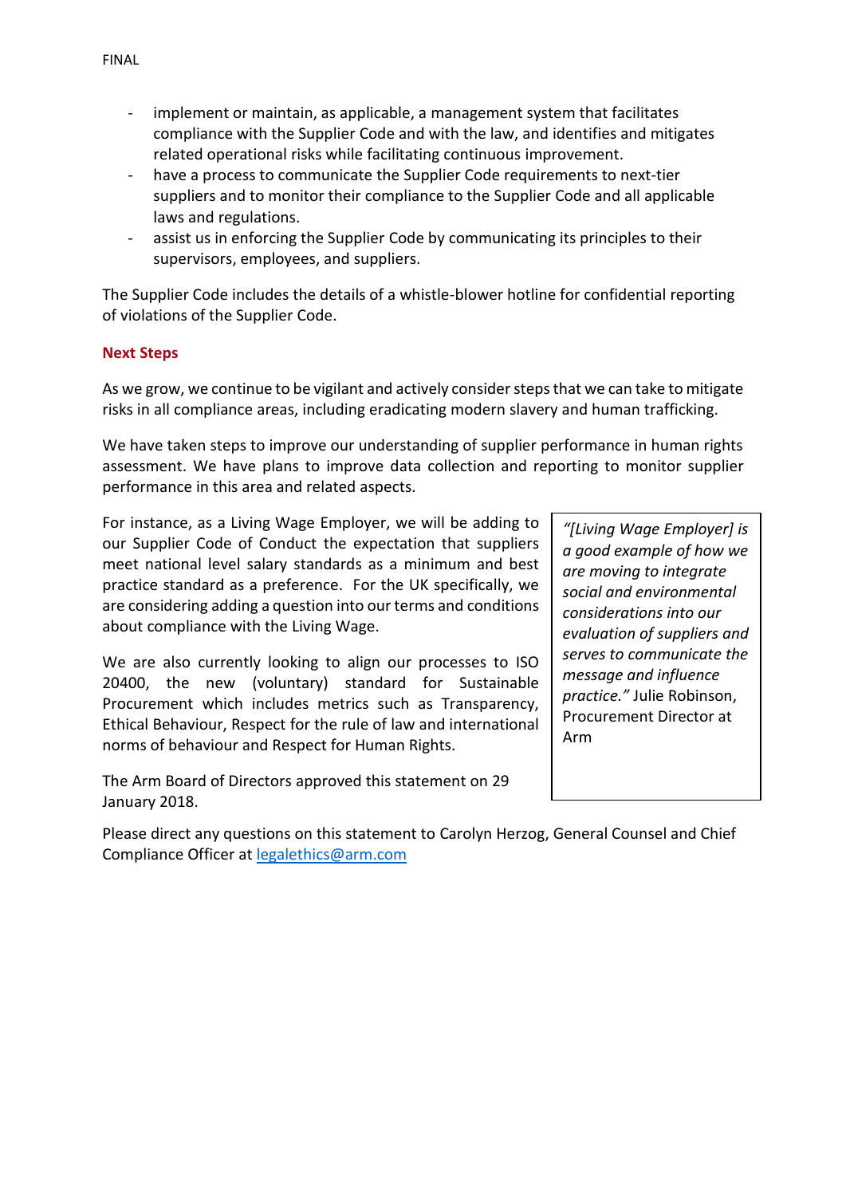- implement or maintain, as applicable, a management system that facilitates compliance with the Supplier Code and with the law, and identifies and mitigates related operational risks while facilitating continuous improvement.
- have a process to communicate the Supplier Code requirements to next-tier suppliers and to monitor their compliance to the Supplier Code and all applicable laws and regulations.
- assist us in enforcing the Supplier Code by communicating its principles to their supervisors, employees, and suppliers.

The Supplier Code includes the details of a whistle-blower hotline for confidential reporting of violations of the Supplier Code.

## Next Steps

As we grow, we continue to be vigilant and actively consider steps that we can take to mitigate risks in all compliance areas, including eradicating modern slavery and human trafficking.

We have taken steps to improve our understanding of supplier performance in human rights assessment. We have plans to improve data collection and reporting to monitor supplier performance in this area and related aspects.

For instance, as a Living Wage Employer, we will be adding to our Supplier Code of Conduct the expectation that suppliers meet national level salary standards as a minimum and best practice standard as a preference. For the UK specifically, we are considering adding a question into our terms and conditions about compliance with the Living Wage.

> *"[Living Wage Employer] is a good example of how we are moving to integrate social and environmental considerations into our evaluation of suppliers and serves to communicate the message and influence practice."* Julie Robinson, Procurement Director at Arm

We are also currently looking to align our processes to ISO 20400, the new (voluntary) standard for Sustainable Procurement which includes metrics such as Transparency, Ethical Behaviour, Respect for the rule of law and international norms of behaviour and Respect for Human Rights.

The Arm Board of Directors approved this statement on 29 January 2018.

Please direct any questions on this statement to Carolyn Herzog, General Counsel and Chief Compliance Officer at legalethics@arm.com